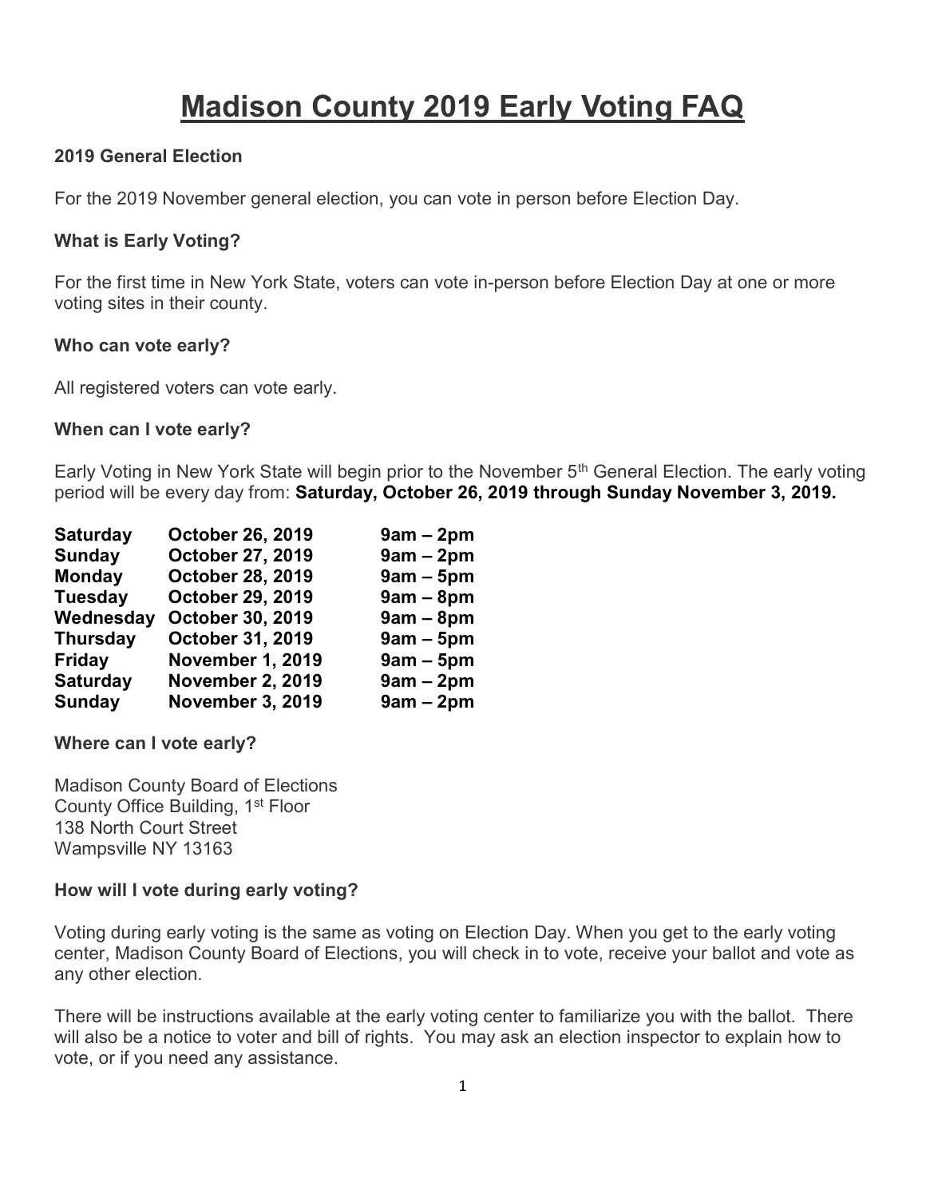# Madison County 2019 Early Voting FAQ

### 2019 General Election

For the 2019 November general election, you can vote in person before Election Day.

### What is Early Voting?

For the first time in New York State, voters can vote in-person before Election Day at one or more voting sites in their county.

### Who can vote early?

All registered voters can vote early.

### When can I vote early?

Early Voting in New York State will begin prior to the November 5th General Election. The early voting period will be every day from: **Saturday, October 26, 2019 through Sunday November 3, 2019.**

| Day | Date | Hours |
|---|---|---|
| **Saturday** | **October 26, 2019** | **9am – 2pm** |
| **Sunday** | **October 27, 2019** | **9am – 2pm** |
| **Monday** | **October 28, 2019** | **9am – 5pm** |
| **Tuesday** | **October 29, 2019** | **9am – 8pm** |
| **Wednesday** | **October 30, 2019** | **9am – 8pm** |
| **Thursday** | **October 31, 2019** | **9am – 5pm** |
| **Friday** | **November 1, 2019** | **9am – 5pm** |
| **Saturday** | **November 2, 2019** | **9am – 2pm** |
| **Sunday** | **November 3, 2019** | **9am – 2pm** |

### Where can I vote early?

Madison County Board of Elections
County Office Building, 1st Floor
138 North Court Street
Wampsville NY 13163

### How will I vote during early voting?

Voting during early voting is the same as voting on Election Day. When you get to the early voting center, Madison County Board of Elections, you will check in to vote, receive your ballot and vote as any other election.

There will be instructions available at the early voting center to familiarize you with the ballot. There will also be a notice to voter and bill of rights. You may ask an election inspector to explain how to vote, or if you need any assistance.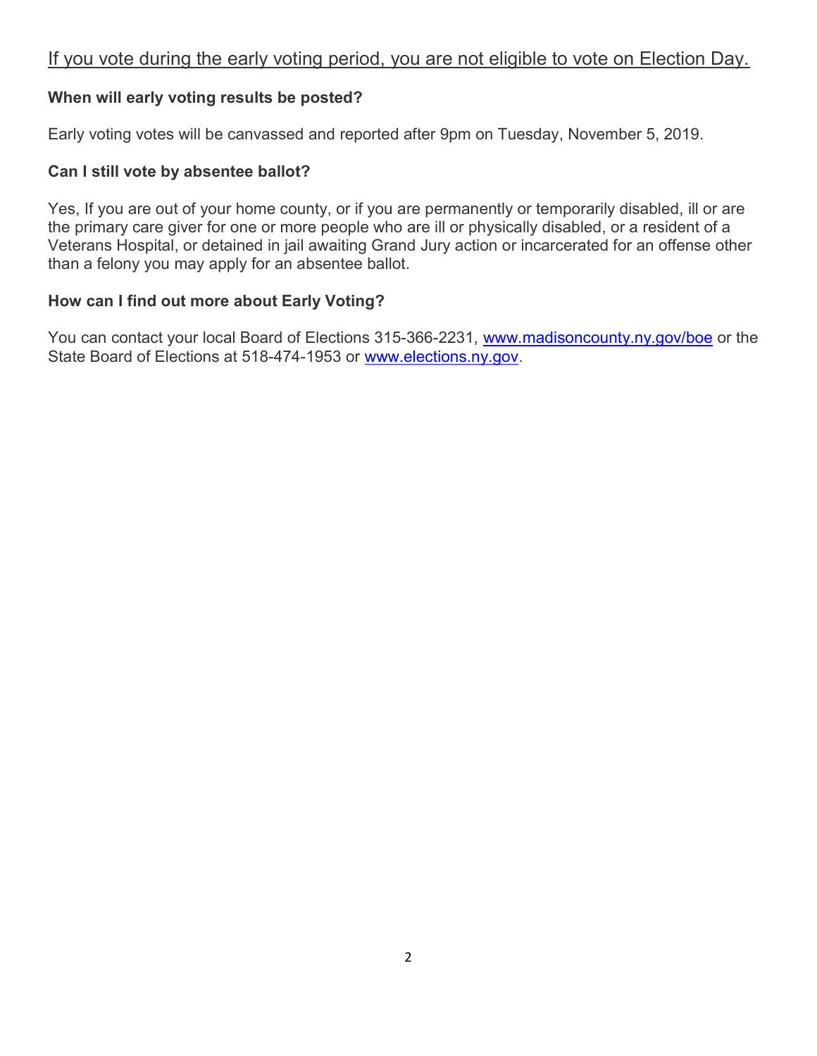<u>If you vote during the early voting period, you are not eligible to vote on Election Day.</u>

**When will early voting results be posted?**

Early voting votes will be canvassed and reported after 9pm on Tuesday, November 5, 2019.

**Can I still vote by absentee ballot?**

Yes, If you are out of your home county, or if you are permanently or temporarily disabled, ill or are the primary care giver for one or more people who are ill or physically disabled, or a resident of a Veterans Hospital, or detained in jail awaiting Grand Jury action or incarcerated for an offense other than a felony you may apply for an absentee ballot.

**How can I find out more about Early Voting?**

You can contact your local Board of Elections 315-366-2231, [www.madisoncounty.ny.gov/boe](http://www.madisoncounty.ny.gov/boe) or the State Board of Elections at 518-474-1953 or [www.elections.ny.gov](http://www.elections.ny.gov).